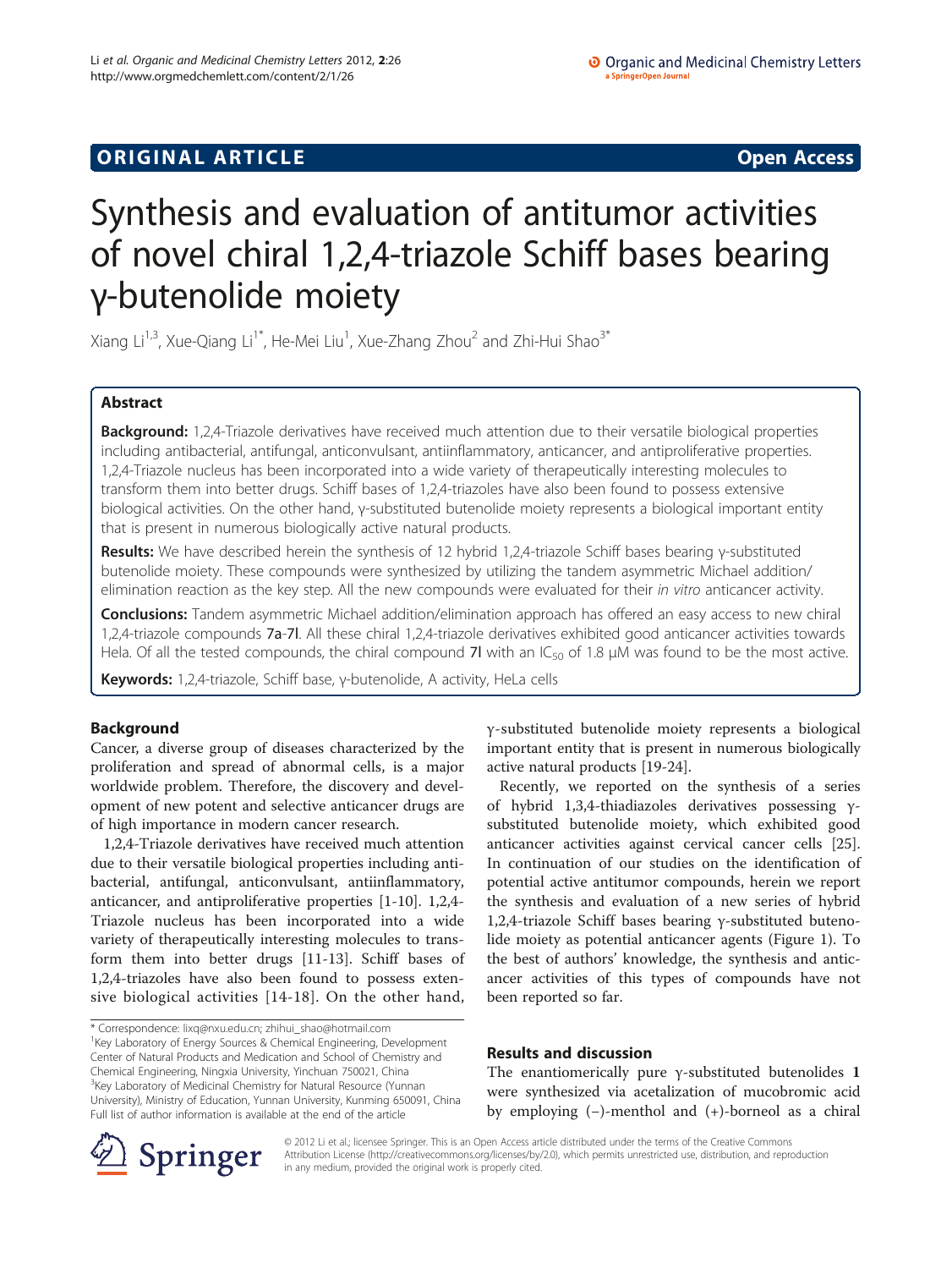**ORIGINAL ARTICLE** **Open Access**

# Synthesis and evaluation of antitumor activities of novel chiral 1,2,4-triazole Schiff bases bearing γ-butenolide moiety

Xiang Li[1,3], Xue-Qiang Li[1*], He-Mei Liu[1], Xue-Zhang Zhou[2] and Zhi-Hui Shao[3*]

## Abstract

**Background:** 1,2,4-Triazole derivatives have received much attention due to their versatile biological properties including antibacterial, antifungal, anticonvulsant, antiinflammatory, anticancer, and antiproliferative properties. 1,2,4-Triazole nucleus has been incorporated into a wide variety of therapeutically interesting molecules to transform them into better drugs. Schiff bases of 1,2,4-triazoles have also been found to possess extensive biological activities. On the other hand, γ-substituted butenolide moiety represents a biological important entity that is present in numerous biologically active natural products.

**Results:** We have described herein the synthesis of 12 hybrid 1,2,4-triazole Schiff bases bearing γ-substituted butenolide moiety. These compounds were synthesized by utilizing the tandem asymmetric Michael addition/elimination reaction as the key step. All the new compounds were evaluated for their *in vitro* anticancer activity.

**Conclusions:** Tandem asymmetric Michael addition/elimination approach has offered an easy access to new chiral 1,2,4-triazole compounds **7a**-**7l**. All these chiral 1,2,4-triazole derivatives exhibited good anticancer activities towards Hela. Of all the tested compounds, the chiral compound **7l** with an $IC_{50}$ of 1.8 μM was found to be the most active.

**Keywords:** 1,2,4-triazole, Schiff base, γ-butenolide, A activity, HeLa cells

## Background

Cancer, a diverse group of diseases characterized by the proliferation and spread of abnormal cells, is a major worldwide problem. Therefore, the discovery and development of new potent and selective anticancer drugs are of high importance in modern cancer research.

1,2,4-Triazole derivatives have received much attention due to their versatile biological properties including antibacterial, antifungal, anticonvulsant, antiinflammatory, anticancer, and antiproliferative properties [1-10]. 1,2,4-Triazole nucleus has been incorporated into a wide variety of therapeutically interesting molecules to transform them into better drugs [11-13]. Schiff bases of 1,2,4-triazoles have also been found to possess extensive biological activities [14-18]. On the other hand, γ-substituted butenolide moiety represents a biological important entity that is present in numerous biologically active natural products [19-24].

Recently, we reported on the synthesis of a series of hybrid 1,3,4-thiadiazoles derivatives possessing γ-substituted butenolide moiety, which exhibited good anticancer activities against cervical cancer cells [25]. In continuation of our studies on the identification of potential active antitumor compounds, herein we report the synthesis and evaluation of a new series of hybrid 1,2,4-triazole Schiff bases bearing γ-substituted butenolide moiety as potential anticancer agents (Figure 1). To the best of authors' knowledge, the synthesis and anticancer activities of this types of compounds have not been reported so far.

## Results and discussion

The enantiomerically pure γ-substituted butenolides **1** were synthesized via acetalization of mucobromic acid by employing (−)-menthol and (+)-borneol as a chiral

\* Correspondence: lixq@nxu.edu.cn; zhihui_shao@hotmail.com
[1]Key Laboratory of Energy Sources & Chemical Engineering, Development Center of Natural Products and Medication and School of Chemistry and Chemical Engineering, Ningxia University, Yinchuan 750021, China
[3]Key Laboratory of Medicinal Chemistry for Natural Resource (Yunnan University), Ministry of Education, Yunnan University, Kunming 650091, China
Full list of author information is available at the end of the article

© 2012 Li et al.; licensee Springer. This is an Open Access article distributed under the terms of the Creative Commons Attribution License (http://creativecommons.org/licenses/by/2.0), which permits unrestricted use, distribution, and reproduction in any medium, provided the original work is properly cited.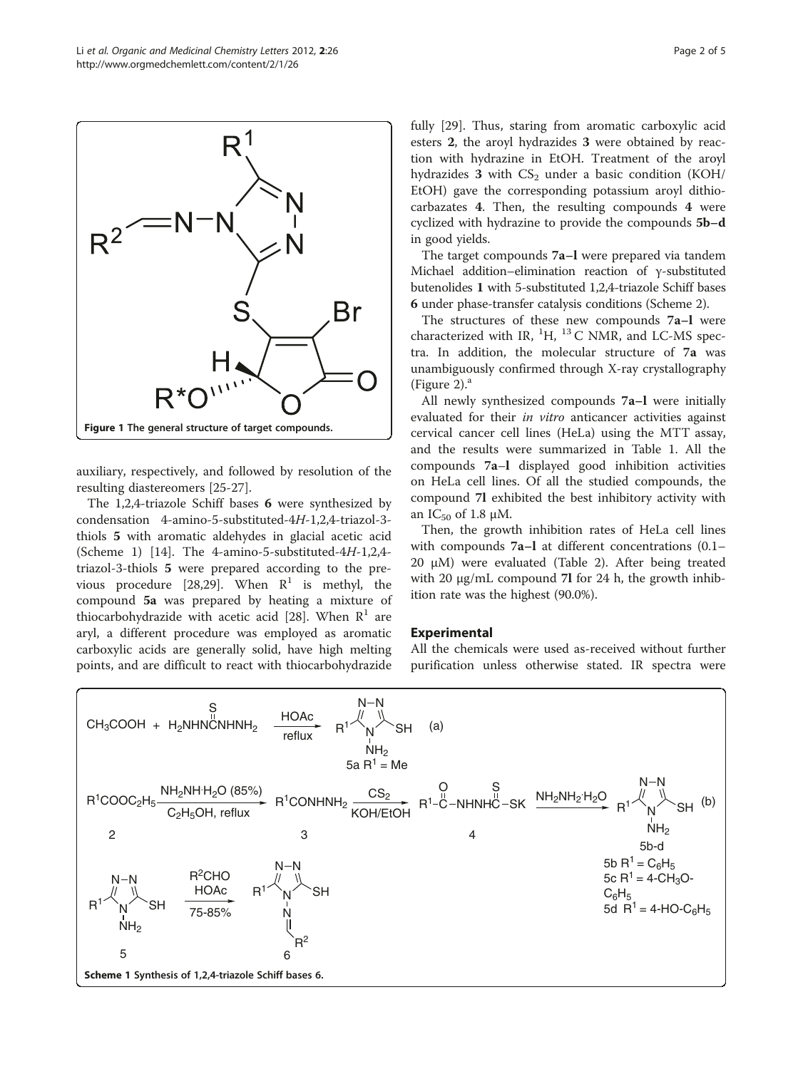Figure 1 The general structure of target compounds.

auxiliary, respectively, and followed by resolution of the resulting diastereomers [25-27].

The 1,2,4-triazole Schiff bases **6** were synthesized by condensation 4-amino-5-substituted-4*H*-1,2,4-triazol-3-thiols **5** with aromatic aldehydes in glacial acetic acid (Scheme 1) [14]. The 4-amino-5-substituted-4*H*-1,2,4-triazol-3-thiols **5** were prepared according to the previous procedure [28,29]. When $R^1$ is methyl, the compound **5a** was prepared by heating a mixture of thiocarbohydrazide with acetic acid [28]. When $R^1$ are aryl, a different procedure was employed as aromatic carboxylic acids are generally solid, have high melting points, and are difficult to react with thiocarbohydrazide fully [29]. Thus, staring from aromatic carboxylic acid esters **2**, the aroyl hydrazides **3** were obtained by reaction with hydrazine in EtOH. Treatment of the aroyl hydrazides **3** with $CS_2$ under a basic condition (KOH/EtOH) gave the corresponding potassium aroyl dithiocarbazates **4**. Then, the resulting compounds **4** were cyclized with hydrazine to provide the compounds **5b–d** in good yields.

The target compounds **7a–l** were prepared via tandem Michael addition–elimination reaction of γ-substituted butenolides **1** with 5-substituted 1,2,4-triazole Schiff bases **6** under phase-transfer catalysis conditions (Scheme 2).

The structures of these new compounds **7a–l** were characterized with IR, $^1H$, $^{13}C$ NMR, and LC-MS spectra. In addition, the molecular structure of **7a** was unambiguously confirmed through X-ray crystallography (Figure 2).[a]

All newly synthesized compounds **7a–l** were initially evaluated for their *in vitro* anticancer activities against cervical cancer cell lines (HeLa) using the MTT assay, and the results were summarized in Table 1. All the compounds **7a**–**l** displayed good inhibition activities on HeLa cell lines. Of all the studied compounds, the compound **7l** exhibited the best inhibitory activity with an $IC_{50}$ of 1.8 μM.

Then, the growth inhibition rates of HeLa cell lines with compounds **7a–l** at different concentrations (0.1–20 μM) were evaluated (Table 2). After being treated with 20 μg/mL compound **7l** for 24 h, the growth inhibition rate was the highest (90.0%).

## Experimental

All the chemicals were used as-received without further purification unless otherwise stated. IR spectra were

Scheme 1 Synthesis of 1,2,4-triazole Schiff bases 6.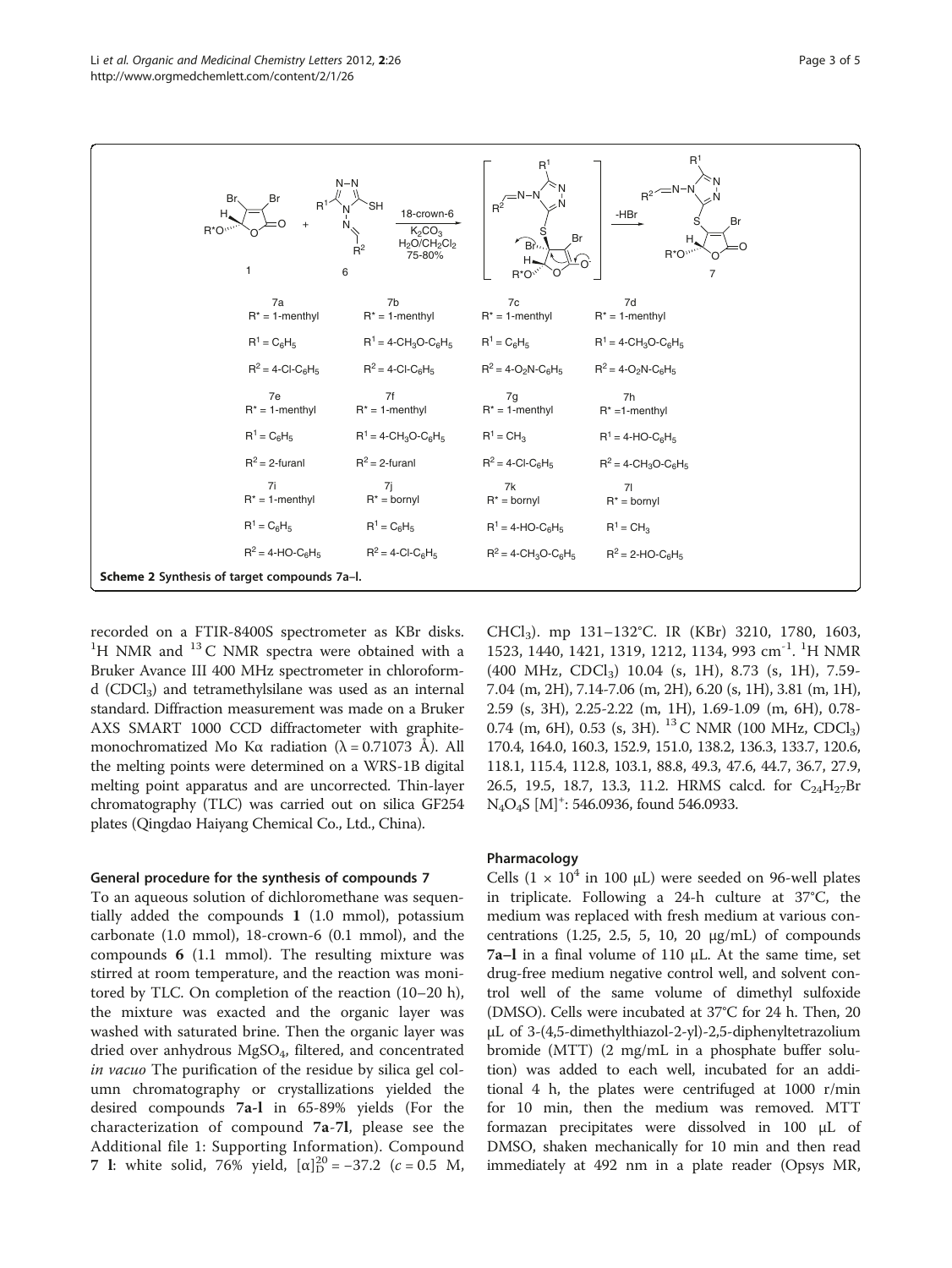Scheme 2 Synthesis of target compounds 7a–l.

| 7a | 7b | 7c | 7d |
|---|---|---|---|
| $R^*$ = 1-menthyl | $R^*$ = 1-menthyl | $R^*$ = 1-menthyl | $R^*$ = 1-menthyl |
| $R^1 = C_6H_5$ | $R^1$ = 4-$CH_3O$-$C_6H_5$ | $R^1 = C_6H_5$ | $R^1$ = 4-$CH_3O$-$C_6H_5$ |
| $R^2$ = 4-Cl-$C_6H_5$ | $R^2$ = 4-Cl-$C_6H_5$ | $R^2$ = 4-$O_2N$-$C_6H_5$ | $R^2$ = 4-$O_2N$-$C_6H_5$ |
| **7e** | **7f** | **7g** | **7h** |
| $R^*$ = 1-menthyl | $R^*$ = 1-menthyl | $R^*$ = 1-menthyl | $R^*$ =1-menthyl |
| $R^1 = C_6H_5$ | $R^1$ = 4-$CH_3O$-$C_6H_5$ | $R^1 = CH_3$ | $R^1$ = 4-HO-$C_6H_5$ |
| $R^2$ = 2-furanl | $R^2$ = 2-furanl | $R^2$ = 4-Cl-$C_6H_5$ | $R^2$ = 4-$CH_3O$-$C_6H_5$ |
| **7i** | **7j** | **7k** | **7l** |
| $R^*$ = 1-menthyl | $R^*$ = bornyl | $R^*$ = bornyl | $R^*$ = bornyl |
| $R^1 = C_6H_5$ | $R^1 = C_6H_5$ | $R^1$ = 4-HO-$C_6H_5$ | $R^1 = CH_3$ |
| $R^2$ = 4-HO-$C_6H_5$ | $R^2$ = 4-Cl-$C_6H_5$ | $R^2$ = 4-$CH_3O$-$C_6H_5$ | $R^2$ = 2-HO-$C_6H_5$ |

recorded on a FTIR-8400S spectrometer as KBr disks. $^1$H NMR and $^{13}$C NMR spectra were obtained with a Bruker Avance III 400 MHz spectrometer in chloroform-d ($CDCl_3$) and tetramethylsilane was used as an internal standard. Diffraction measurement was made on a Bruker AXS SMART 1000 CCD diffractometer with graphite-monochromatized Mo Kα radiation (λ = 0.71073 Å). All the melting points were determined on a WRS-1B digital melting point apparatus and are uncorrected. Thin-layer chromatography (TLC) was carried out on silica GF254 plates (Qingdao Haiyang Chemical Co., Ltd., China).

### General procedure for the synthesis of compounds 7

To an aqueous solution of dichloromethane was sequentially added the compounds **1** (1.0 mmol), potassium carbonate (1.0 mmol), 18-crown-6 (0.1 mmol), and the compounds **6** (1.1 mmol). The resulting mixture was stirred at room temperature, and the reaction was monitored by TLC. On completion of the reaction (10–20 h), the mixture was exacted and the organic layer was washed with saturated brine. Then the organic layer was dried over anhydrous $MgSO_4$, filtered, and concentrated *in vacuo* The purification of the residue by silica gel column chromatography or crystallizations yielded the desired compounds **7a-l** in 65-89% yields (For the characterization of compound **7a-7l**, please see the Additional file 1: Supporting Information). Compound **7 l**: white solid, 76% yield, $[\alpha]_D^{20} = -37.2$ ($c$ = 0.5 M, $CHCl_3$). mp 131–132°C. IR (KBr) 3210, 1780, 1603, 1523, 1440, 1421, 1319, 1212, 1134, 993 cm$^{-1}$. $^1$H NMR (400 MHz, $CDCl_3$) 10.04 (s, 1H), 8.73 (s, 1H), 7.59-7.04 (m, 2H), 7.14-7.06 (m, 2H), 6.20 (s, 1H), 3.81 (m, 1H), 2.59 (s, 3H), 2.25-2.22 (m, 1H), 1.69-1.09 (m, 6H), 0.78-0.74 (m, 6H), 0.53 (s, 3H). $^{13}$C NMR (100 MHz, $CDCl_3$) 170.4, 164.0, 160.3, 152.9, 151.0, 138.2, 136.3, 133.7, 120.6, 118.1, 115.4, 112.8, 103.1, 88.8, 49.3, 47.6, 44.7, 36.7, 27.9, 26.5, 19.5, 18.7, 13.3, 11.2. HRMS calcd. for $C_{24}H_{27}BrN_4O_4S$ $[M]^+$: 546.0936, found 546.0933.

### Pharmacology

Cells (1 × $10^4$ in 100 μL) were seeded on 96-well plates in triplicate. Following a 24-h culture at 37°C, the medium was replaced with fresh medium at various concentrations (1.25, 2.5, 5, 10, 20 μg/mL) of compounds **7a–l** in a final volume of 110 μL. At the same time, set drug-free medium negative control well, and solvent control well of the same volume of dimethyl sulfoxide (DMSO). Cells were incubated at 37°C for 24 h. Then, 20 μL of 3-(4,5-dimethylthiazol-2-yl)-2,5-diphenyltetrazolium bromide (MTT) (2 mg/mL in a phosphate buffer solution) was added to each well, incubated for an additional 4 h, the plates were centrifuged at 1000 r/min for 10 min, then the medium was removed. MTT formazan precipitates were dissolved in 100 μL of DMSO, shaken mechanically for 10 min and then read immediately at 492 nm in a plate reader (Opsys MR,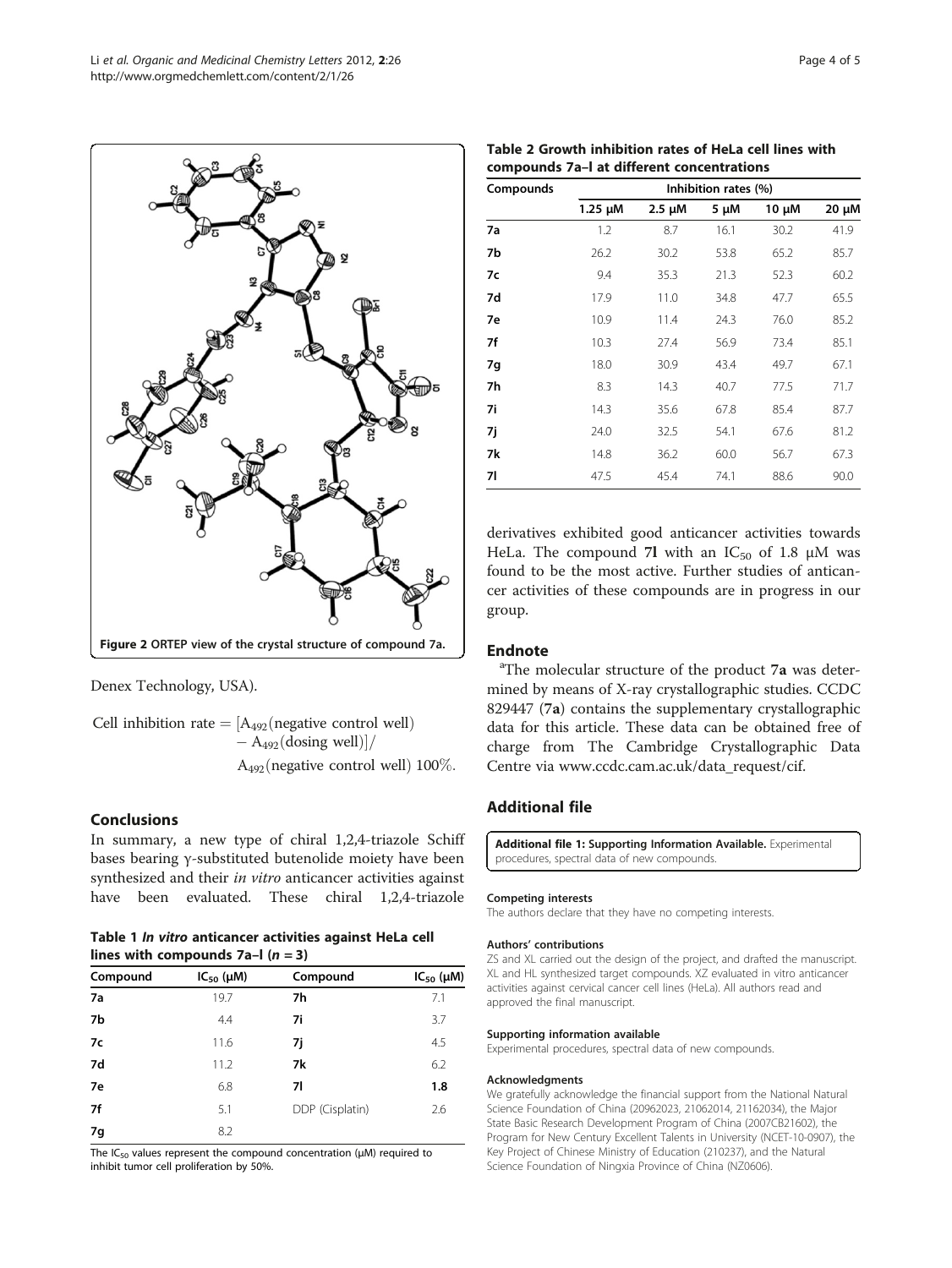Figure 2 ORTEP view of the crystal structure of compound 7a.

Denex Technology, USA).

$$\text{Cell inhibition rate} = [A_{492}(\text{negative control well}) - A_{492}(\text{dosing well})] / A_{492}(\text{negative control well})\ 100\%.$$

## Conclusions

In summary, a new type of chiral 1,2,4-triazole Schiff bases bearing γ-substituted butenolide moiety have been synthesized and their *in vitro* anticancer activities against have been evaluated. These chiral 1,2,4-triazole derivatives exhibited good anticancer activities towards HeLa. The compound **7l** with an $IC_{50}$ of 1.8 μM was found to be the most active. Further studies of anticancer activities of these compounds are in progress in our group.

**Table 1 *In vitro* anticancer activities against HeLa cell lines with compounds 7a–l (*n* = 3)**

| Compound | $IC_{50}$ (μM) | Compound | $IC_{50}$ (μM) |
|---|---|---|---|
| **7a** | 19.7 | **7h** | 7.1 |
| **7b** | 4.4 | **7i** | 3.7 |
| **7c** | 11.6 | **7j** | 4.5 |
| **7d** | 11.2 | **7k** | 6.2 |
| **7e** | 6.8 | **7l** | **1.8** |
| **7f** | 5.1 | DDP (Cisplatin) | 2.6 |
| **7g** | 8.2 | | |

The $IC_{50}$ values represent the compound concentration (μM) required to inhibit tumor cell proliferation by 50%.

**Table 2 Growth inhibition rates of HeLa cell lines with compounds 7a–l at different concentrations**

| Compounds | Inhibition rates (%) | | | | |
|---|---|---|---|---|---|
| | 1.25 μM | 2.5 μM | 5 μM | 10 μM | 20 μM |
| **7a** | 1.2 | 8.7 | 16.1 | 30.2 | 41.9 |
| **7b** | 26.2 | 30.2 | 53.8 | 65.2 | 85.7 |
| **7c** | 9.4 | 35.3 | 21.3 | 52.3 | 60.2 |
| **7d** | 17.9 | 11.0 | 34.8 | 47.7 | 65.5 |
| **7e** | 10.9 | 11.4 | 24.3 | 76.0 | 85.2 |
| **7f** | 10.3 | 27.4 | 56.9 | 73.4 | 85.1 |
| **7g** | 18.0 | 30.9 | 43.4 | 49.7 | 67.1 |
| **7h** | 8.3 | 14.3 | 40.7 | 77.5 | 71.7 |
| **7i** | 14.3 | 35.6 | 67.8 | 85.4 | 87.7 |
| **7j** | 24.0 | 32.5 | 54.1 | 67.6 | 81.2 |
| **7k** | 14.8 | 36.2 | 60.0 | 56.7 | 67.3 |
| **7l** | 47.5 | 45.4 | 74.1 | 88.6 | 90.0 |

## Endnote

[a]The molecular structure of the product **7a** was determined by means of X-ray crystallographic studies. CCDC 829447 (**7a**) contains the supplementary crystallographic data for this article. These data can be obtained free of charge from The Cambridge Crystallographic Data Centre via www.ccdc.cam.ac.uk/data_request/cif.

## Additional file

**Additional file 1: Supporting Information Available.** Experimental procedures, spectral data of new compounds.

#### Competing interests

The authors declare that they have no competing interests.

#### Authors' contributions

ZS and XL carried out the design of the project, and drafted the manuscript. XL and HL synthesized target compounds. XZ evaluated in vitro anticancer activities against cervical cancer cell lines (HeLa). All authors read and approved the final manuscript.

#### Supporting information available

Experimental procedures, spectral data of new compounds.

#### Acknowledgments

We gratefully acknowledge the financial support from the National Natural Science Foundation of China (20962023, 21062014, 21162034), the Major State Basic Research Development Program of China (2007CB21602), the Program for New Century Excellent Talents in University (NCET-10-0907), the Key Project of Chinese Ministry of Education (210237), and the Natural Science Foundation of Ningxia Province of China (NZ0606).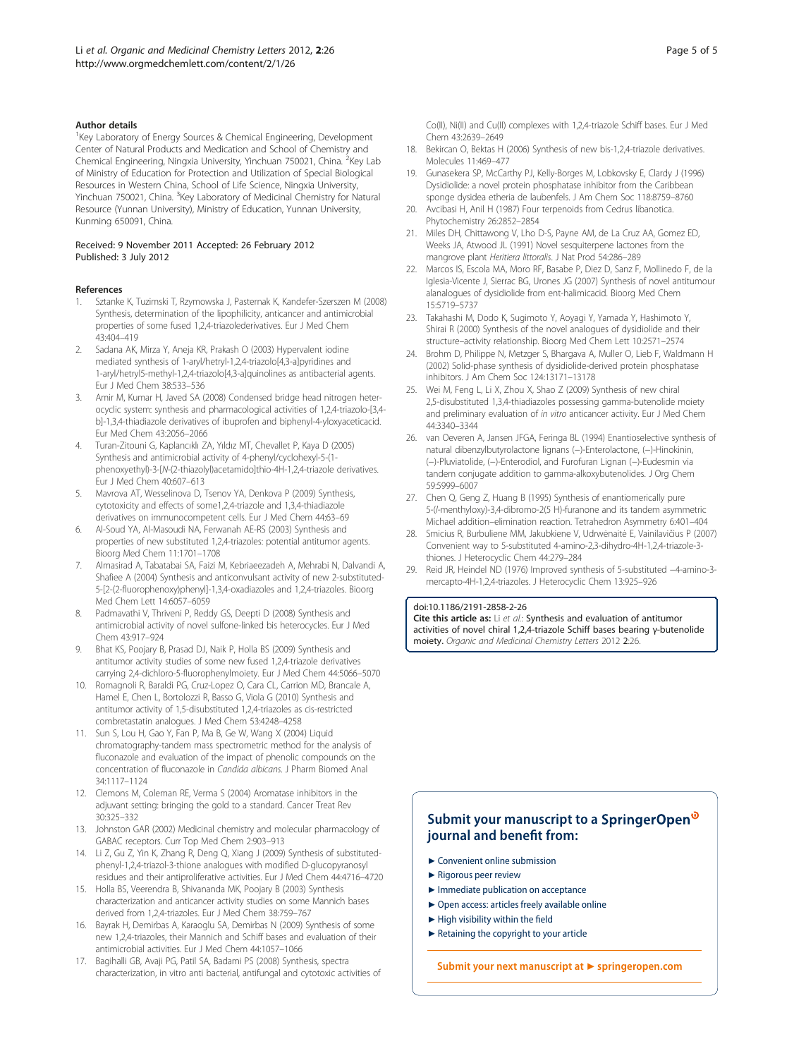### Author details

[1]Key Laboratory of Energy Sources & Chemical Engineering, Development Center of Natural Products and Medication and School of Chemistry and Chemical Engineering, Ningxia University, Yinchuan 750021, China. [2]Key Lab of Ministry of Education for Protection and Utilization of Special Biological Resources in Western China, School of Life Science, Ningxia University, Yinchuan 750021, China. [3]Key Laboratory of Medicinal Chemistry for Natural Resource (Yunnan University), Ministry of Education, Yunnan University, Kunming 650091, China.

Received: 9 November 2011 Accepted: 26 February 2012
Published: 3 July 2012

### References

1. Sztanke K, Tuzimski T, Rzymowska J, Pasternak K, Kandefer-Szerszen M (2008) Synthesis, determination of the lipophilicity, anticancer and antimicrobial properties of some fused 1,2,4-triazolederivatives. Eur J Med Chem 43:404–419
2. Sadana AK, Mirza Y, Aneja KR, Prakash O (2003) Hypervalent iodine mediated synthesis of 1-aryl/hetryl-1,2,4-triazolo[4,3-a]pyridines and 1-aryl/hetryl5-methyl-1,2,4-triazolo[4,3-a]quinolines as antibacterial agents. Eur J Med Chem 38:533–536
3. Amir M, Kumar H, Javed SA (2008) Condensed bridge head nitrogen heterocyclic system: synthesis and pharmacological activities of 1,2,4-triazolo-[3,4-b]-1,3,4-thiadiazole derivatives of ibuprofen and biphenyl-4-yloxyaceticacid. Eur Med Chem 43:2056–2066
4. Turan-Zitouni G, Kaplancıklı ZA, Yıldız MT, Chevallet P, Kaya D (2005) Synthesis and antimicrobial activity of 4-phenyl/cyclohexyl-5-(1-phenoxyethyl)-3-[N-(2-thiazolyl)acetamido]thio-4H-1,2,4-triazole derivatives. Eur J Med Chem 40:607–613
5. Mavrova AT, Wesselinova D, Tsenov YA, Denkova P (2009) Synthesis, cytotoxicity and effects of some1,2,4-triazole and 1,3,4-thiadiazole derivatives on immunocompetent cells. Eur J Med Chem 44:63–69
6. Al-Soud YA, Al-Masoudi NA, Ferwanah AE-RS (2003) Synthesis and properties of new substituted 1,2,4-triazoles: potential antitumor agents. Bioorg Med Chem 11:1701–1708
7. Almasirad A, Tabatabai SA, Faizi M, Kebriaeezadeh A, Mehrabi N, Dalvandi A, Shafiee A (2004) Synthesis and anticonvulsant activity of new 2-substituted-5-[2-(2-fluorophenoxy)phenyl]-1,3,4-oxadiazoles and 1,2,4-triazoles. Bioorg Med Chem Lett 14:6057–6059
8. Padmavathi V, Thriveni P, Reddy GS, Deepti D (2008) Synthesis and antimicrobial activity of novel sulfone-linked bis heterocycles. Eur J Med Chem 43:917–924
9. Bhat KS, Poojary B, Prasad DJ, Naik P, Holla BS (2009) Synthesis and antitumor activity studies of some new fused 1,2,4-triazole derivatives carrying 2,4-dichloro-5-fluorophenylmoiety. Eur J Med Chem 44:5066–5070
10. Romagnoli R, Baraldi PG, Cruz-Lopez O, Cara CL, Carrion MD, Brancale A, Hamel E, Chen L, Bortolozzi R, Basso G, Viola G (2010) Synthesis and antitumor activity of 1,5-disubstituted 1,2,4-triazoles as cis-restricted combretastatin analogues. J Med Chem 53:4248–4258
11. Sun S, Lou H, Gao Y, Fan P, Ma B, Ge W, Wang X (2004) Liquid chromatography-tandem mass spectrometric method for the analysis of fluconazole and evaluation of the impact of phenolic compounds on the concentration of fluconazole in *Candida albicans*. J Pharm Biomed Anal 34:1117–1124
12. Clemons M, Coleman RE, Verma S (2004) Aromatase inhibitors in the adjuvant setting: bringing the gold to a standard. Cancer Treat Rev 30:325–332
13. Johnston GAR (2002) Medicinal chemistry and molecular pharmacology of GABAC receptors. Curr Top Med Chem 2:903–913
14. Li Z, Gu Z, Yin K, Zhang R, Deng Q, Xiang J (2009) Synthesis of substituted-phenyl-1,2,4-triazol-3-thione analogues with modified D-glucopyranosyl residues and their antiproliferative activities. Eur J Med Chem 44:4716–4720
15. Holla BS, Veerendra B, Shivananda MK, Poojary B (2003) Synthesis characterization and anticancer activity studies on some Mannich bases derived from 1,2,4-triazoles. Eur J Med Chem 38:759–767
16. Bayrak H, Demirbas A, Karaoglu SA, Demirbas N (2009) Synthesis of some new 1,2,4-triazoles, their Mannich and Schiff bases and evaluation of their antimicrobial activities. Eur J Med Chem 44:1057–1066
17. Bagihalli GB, Avaji PG, Patil SA, Badami PS (2008) Synthesis, spectra characterization, in vitro anti bacterial, antifungal and cytotoxic activities of Co(II), Ni(II) and Cu(II) complexes with 1,2,4-triazole Schiff bases. Eur J Med Chem 43:2639–2649
18. Bekircan O, Bektas H (2006) Synthesis of new bis-1,2,4-triazole derivatives. Molecules 11:469–477
19. Gunasekera SP, McCarthy PJ, Kelly-Borges M, Lobkovsky E, Clardy J (1996) Dysidiolide: a novel protein phosphatase inhibitor from the Caribbean sponge dysidea etheria de laubenfels. J Am Chem Soc 118:8759–8760
20. Avcibasi H, Anil H (1987) Four terpenoids from Cedrus libanotica. Phytochemistry 26:2852–2854
21. Miles DH, Chittawong V, Lho D-S, Payne AM, de La Cruz AA, Gomez ED, Weeks JA, Atwood JL (1991) Novel sesquiterpene lactones from the mangrove plant *Heritiera littoralis*. J Nat Prod 54:286–289
22. Marcos IS, Escola MA, Moro RF, Basabe P, Diez D, Sanz F, Mollinedo F, de la Iglesia-Vicente J, Sierrac BG, Urones JG (2007) Synthesis of novel antitumour alanalogues of dysidiolide from ent-halimicacid. Bioorg Med Chem 15:5719–5737
23. Takahashi M, Dodo K, Sugimoto Y, Aoyagi Y, Yamada Y, Hashimoto Y, Shirai R (2000) Synthesis of the novel analogues of dysidiolide and their structure–activity relationship. Bioorg Med Chem Lett 10:2571–2574
24. Brohm D, Philippe N, Metzger S, Bhargava A, Muller O, Lieb F, Waldmann H (2002) Solid-phase synthesis of dysidiolide-derived protein phosphatase inhibitors. J Am Chem Soc 124:13171–13178
25. Wei M, Feng L, Li X, Zhou X, Shao Z (2009) Synthesis of new chiral 2,5-disubstituted 1,3,4-thiadiazoles possessing gamma-butenolide moiety and preliminary evaluation of *in vitro* anticancer activity. Eur J Med Chem 44:3340–3344
26. van Oeveren A, Jansen JFGA, Feringa BL (1994) Enantioselective synthesis of natural dibenzylbutyrolactone lignans (−)-Enterolactone, (−)-Hinokinin, (−)-Pluviatolide, (−)-Enterodiol, and Furofuran Lignan (−)-Eudesmin via tandem conjugate addition to gamma-alkoxybutenolides. J Org Chem 59:5999–6007
27. Chen Q, Geng Z, Huang B (1995) Synthesis of enantiomerically pure 5-(*l*-menthyloxy)-3,4-dibromo-2(5 H)-furanone and its tandem asymmetric Michael addition–elimination reaction. Tetrahedron Asymmetry 6:401–404
28. Smicius R, Burbuliene MM, Jakubkiene V, Udrwėnaitė E, Vainilavičius P (2007) Convenient way to 5-substituted 4-amino-2,3-dihydro-4H-1,2,4-triazole-3-thiones. J Heterocyclic Chem 44:279–284
29. Reid JR, Heindel ND (1976) Improved synthesis of 5-substituted −4-amino-3-mercapto-4H-1,2,4-triazoles. J Heterocyclic Chem 13:925–926

doi:10.1186/2191-2858-2-26
**Cite this article as:** Li *et al.*: **Synthesis and evaluation of antitumor activities of novel chiral 1,2,4-triazole Schiff bases bearing γ-butenolide moiety.** *Organic and Medicinal Chemistry Letters* 2012 **2**:26.

**Submit your manuscript to a SpringerOpen journal and benefit from:**

- ► Convenient online submission
- ► Rigorous peer review
- ► Immediate publication on acceptance
- ► Open access: articles freely available online
- ► High visibility within the field
- ► Retaining the copyright to your article

**Submit your next manuscript at ► springeropen.com**